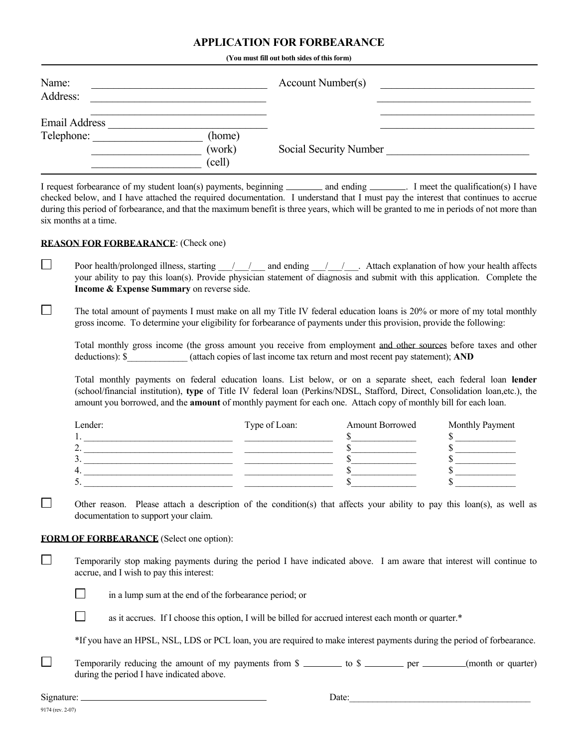# APPLICATION FOR FORBEARANCE

**(You must fill out both sides of this form)**

Name: ______________________________ Account Number(s) ______________________________

Address: ______________________________ ______________________________

______________________________ ______________________________

Email Address ______________________________ ______________________________

Telephone: ____________________ (home)

____________________ (work) Social Security Number ______________________________

____________________ (cell)

I request forbearance of my student loan(s) payments, beginning ________ and ending ________. I meet the qualification(s) I have checked below, and I have attached the required documentation. I understand that I must pay the interest that continues to accrue during this period of forbearance, and that the maximum benefit is three years, which will be granted to me in periods of not more than six months at a time.

**REASON FOR FORBEARANCE**: (Check one)

☐ Poor health/prolonged illness, starting ___/___/___ and ending ___/___/___. Attach explanation of how your health affects your ability to pay this loan(s). Provide physician statement of diagnosis and submit with this application. Complete the **Income & Expense Summary** on reverse side.

☐ The total amount of payments I must make on all my Title IV federal education loans is 20% or more of my total monthly gross income. To determine your eligibility for forbearance of payments under this provision, provide the following:

Total monthly gross income (the gross amount you receive from employment and other sources before taxes and other deductions): $_____________ (attach copies of last income tax return and most recent pay statement); **AND**

Total monthly payments on federal education loans. List below, or on a separate sheet, each federal loan **lender** (school/financial institution), **type** of Title IV federal loan (Perkins/NDSL, Stafford, Direct, Consolidation loan,etc.), the amount you borrowed, and the **amount** of monthly payment for each one. Attach copy of monthly bill for each loan.

| Lender: | Type of Loan: | Amount Borrowed | Monthly Payment |
|---|---|---|---|
| 1. ______________________ | ______________ | $____________ | $ ____________ |
| 2. ______________________ | ______________ | $____________ | $ ____________ |
| 3. ______________________ | ______________ | $____________ | $ ____________ |
| 4. ______________________ | ______________ | $____________ | $ ____________ |
| 5. ______________________ | ______________ | $____________ | $ ____________ |

☐ Other reason. Please attach a description of the condition(s) that affects your ability to pay this loan(s), as well as documentation to support your claim.

**FORM OF FORBEARANCE** (Select one option):

☐ Temporarily stop making payments during the period I have indicated above. I am aware that interest will continue to accrue, and I wish to pay this interest:

☐ in a lump sum at the end of the forbearance period; or

☐ as it accrues. If I choose this option, I will be billed for accrued interest each month or quarter.*

*If you have an HPSL, NSL, LDS or PCL loan, you are required to make interest payments during the period of forbearance.

☐ Temporarily reducing the amount of my payments from $ ________ to $ ________ per _________(month or quarter) during the period I have indicated above.

Signature: ______________________________ Date: ______________________________

9174 (rev. 2-07)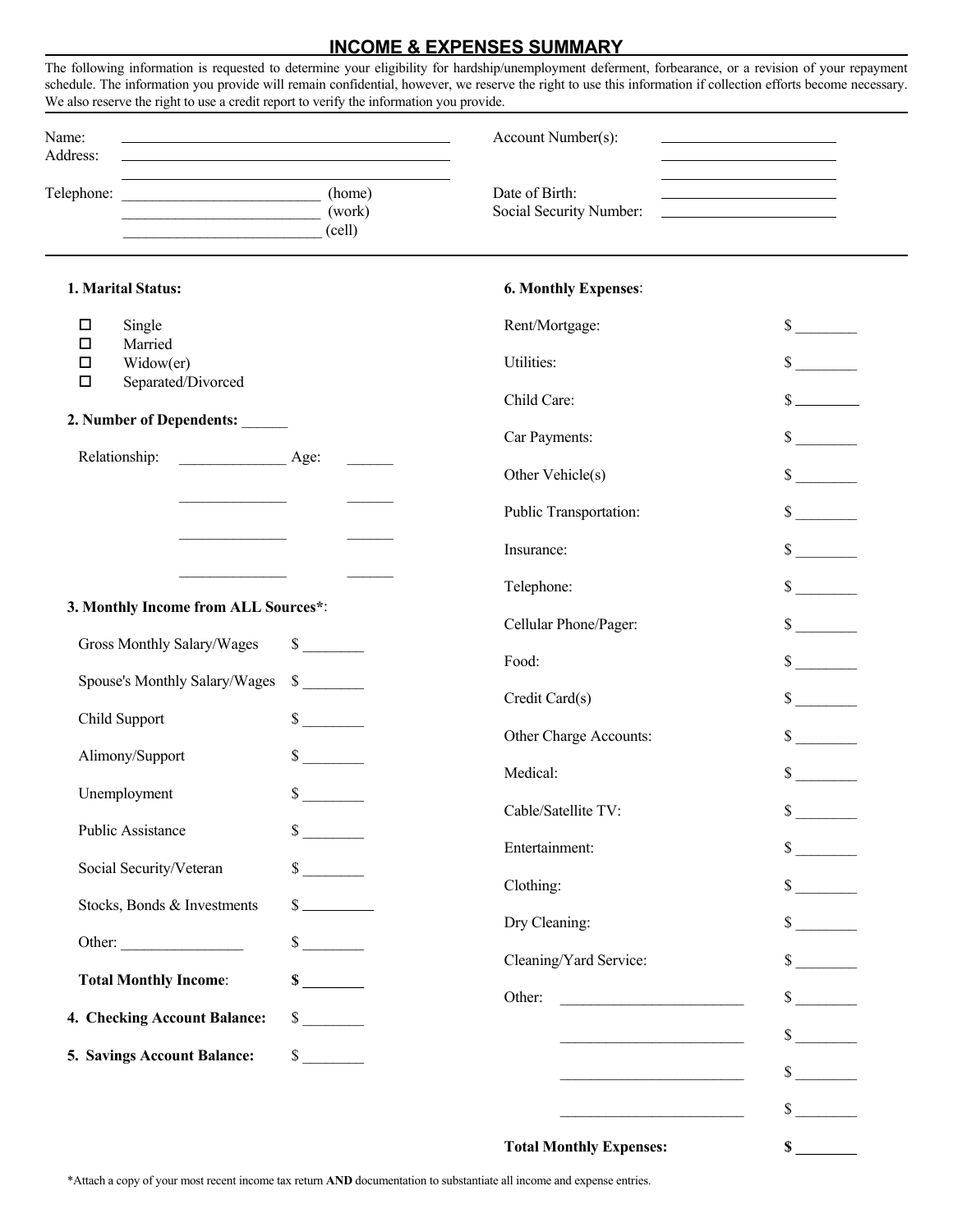# INCOME & EXPENSES SUMMARY

The following information is requested to determine your eligibility for hardship/unemployment deferment, forbearance, or a revision of your repayment schedule. The information you provide will remain confidential, however, we reserve the right to use this information if collection efforts become necessary. We also reserve the right to use a credit report to verify the information you provide.

Name: ______________________________

Address: ______________________________

______________________________

Telephone: __________________________ (home)

__________________________ (work)

__________________________ (cell)

Account Number(s): ______________________

______________________

______________________

Date of Birth: ______________________

Social Security Number: ______________________

---

**1. Marital Status:**

- ☐ Single
- ☐ Married
- ☐ Widow(er)
- ☐ Separated/Divorced

**2. Number of Dependents:** ______

Relationship: ______________ Age: ______

______________ ______

______________ ______

______________ ______

**3. Monthly Income from ALL Sources*:**

| | |
|---|---|
| Gross Monthly Salary/Wages | $ ________ |
| Spouse's Monthly Salary/Wages | $ ________ |
| Child Support | $ ________ |
| Alimony/Support | $ ________ |
| Unemployment | $ ________ |
| Public Assistance | $ ________ |
| Social Security/Veteran | $ ________ |
| Stocks, Bonds & Investments | $ ________ |
| Other: ________________ | $ ________ |
| **Total Monthly Income**: | **$ ________** |

**4. Checking Account Balance:** $ ________

**5. Savings Account Balance:** $ ________

**6. Monthly Expenses**:

| | |
|---|---|
| Rent/Mortgage: | $ ________ |
| Utilities: | $ ________ |
| Child Care: | $ ________ |
| Car Payments: | $ ________ |
| Other Vehicle(s) | $ ________ |
| Public Transportation: | $ ________ |
| Insurance: | $ ________ |
| Telephone: | $ ________ |
| Cellular Phone/Pager: | $ ________ |
| Food: | $ ________ |
| Credit Card(s) | $ ________ |
| Other Charge Accounts: | $ ________ |
| Medical: | $ ________ |
| Cable/Satellite TV: | $ ________ |
| Entertainment: | $ ________ |
| Clothing: | $ ________ |
| Dry Cleaning: | $ ________ |
| Cleaning/Yard Service: | $ ________ |
| Other: ________________________ | $ ________ |
| ________________________ | $ ________ |
| ________________________ | $ ________ |
| ________________________ | $ ________ |
| **Total Monthly Expenses:** | **$ ________** |

*Attach a copy of your most recent income tax return **AND** documentation to substantiate all income and expense entries.